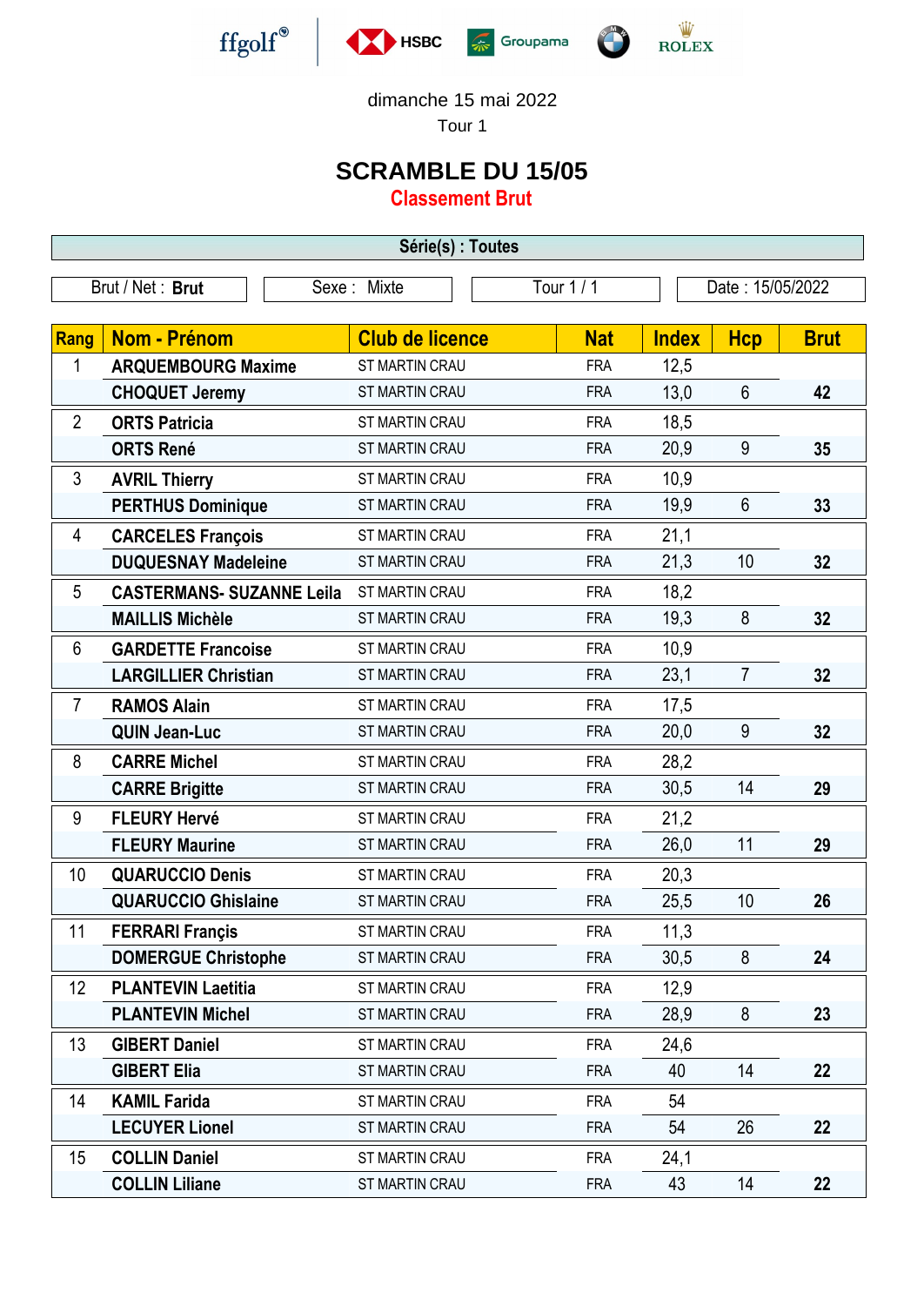ffgolf HSBC Groupama BMW ROLEX

dimanche 15 mai 2022

Tour 1

# SCRAMBLE DU 15/05

## Classement Brut

**Série(s) : Toutes**

Brut / Net : **Brut** | Sexe : Mixte | Tour 1 / 1 | Date : 15/05/2022

| Rang | Nom - Prénom | Club de licence | Nat | Index | Hcp | Brut |
|---|---|---|---|---|---|---|
| 1 | **ARQUEMBOURG Maxime** | ST MARTIN CRAU | FRA | 12,5 | | |
| | **CHOQUET Jeremy** | ST MARTIN CRAU | FRA | 13,0 | 6 | **42** |
| 2 | **ORTS Patricia** | ST MARTIN CRAU | FRA | 18,5 | | |
| | **ORTS René** | ST MARTIN CRAU | FRA | 20,9 | 9 | **35** |
| 3 | **AVRIL Thierry** | ST MARTIN CRAU | FRA | 10,9 | | |
| | **PERTHUS Dominique** | ST MARTIN CRAU | FRA | 19,9 | 6 | **33** |
| 4 | **CARCELES François** | ST MARTIN CRAU | FRA | 21,1 | | |
| | **DUQUESNAY Madeleine** | ST MARTIN CRAU | FRA | 21,3 | 10 | **32** |
| 5 | **CASTERMANS- SUZANNE Leila** | ST MARTIN CRAU | FRA | 18,2 | | |
| | **MAILLIS Michèle** | ST MARTIN CRAU | FRA | 19,3 | 8 | **32** |
| 6 | **GARDETTE Francoise** | ST MARTIN CRAU | FRA | 10,9 | | |
| | **LARGILLIER Christian** | ST MARTIN CRAU | FRA | 23,1 | 7 | **32** |
| 7 | **RAMOS Alain** | ST MARTIN CRAU | FRA | 17,5 | | |
| | **QUIN Jean-Luc** | ST MARTIN CRAU | FRA | 20,0 | 9 | **32** |
| 8 | **CARRE Michel** | ST MARTIN CRAU | FRA | 28,2 | | |
| | **CARRE Brigitte** | ST MARTIN CRAU | FRA | 30,5 | 14 | **29** |
| 9 | **FLEURY Hervé** | ST MARTIN CRAU | FRA | 21,2 | | |
| | **FLEURY Maurine** | ST MARTIN CRAU | FRA | 26,0 | 11 | **29** |
| 10 | **QUARUCCIO Denis** | ST MARTIN CRAU | FRA | 20,3 | | |
| | **QUARUCCIO Ghislaine** | ST MARTIN CRAU | FRA | 25,5 | 10 | **26** |
| 11 | **FERRARI Françis** | ST MARTIN CRAU | FRA | 11,3 | | |
| | **DOMERGUE Christophe** | ST MARTIN CRAU | FRA | 30,5 | 8 | **24** |
| 12 | **PLANTEVIN Laetitia** | ST MARTIN CRAU | FRA | 12,9 | | |
| | **PLANTEVIN Michel** | ST MARTIN CRAU | FRA | 28,9 | 8 | **23** |
| 13 | **GIBERT Daniel** | ST MARTIN CRAU | FRA | 24,6 | | |
| | **GIBERT Elia** | ST MARTIN CRAU | FRA | 40 | 14 | **22** |
| 14 | **KAMIL Farida** | ST MARTIN CRAU | FRA | 54 | | |
| | **LECUYER Lionel** | ST MARTIN CRAU | FRA | 54 | 26 | **22** |
| 15 | **COLLIN Daniel** | ST MARTIN CRAU | FRA | 24,1 | | |
| | **COLLIN Liliane** | ST MARTIN CRAU | FRA | 43 | 14 | **22** |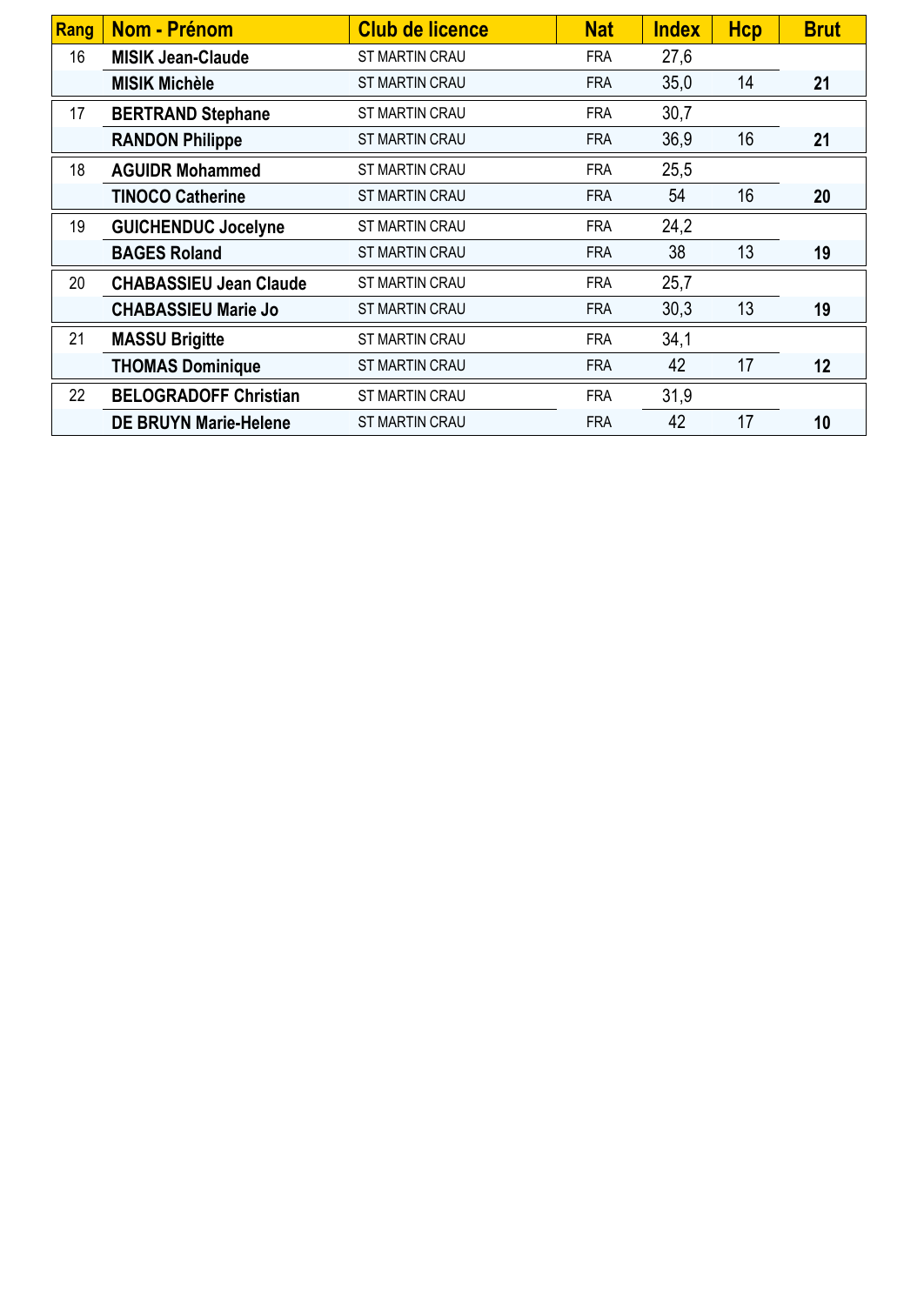| Rang | Nom - Prénom | Club de licence | Nat | Index | Hcp | Brut |
|---|---|---|---|---|---|---|
| 16 | **MISIK Jean-Claude** | ST MARTIN CRAU | FRA | 27,6 | | |
| | **MISIK Michèle** | ST MARTIN CRAU | FRA | 35,0 | 14 | **21** |
| 17 | **BERTRAND Stephane** | ST MARTIN CRAU | FRA | 30,7 | | |
| | **RANDON Philippe** | ST MARTIN CRAU | FRA | 36,9 | 16 | **21** |
| 18 | **AGUIDR Mohammed** | ST MARTIN CRAU | FRA | 25,5 | | |
| | **TINOCO Catherine** | ST MARTIN CRAU | FRA | 54 | 16 | **20** |
| 19 | **GUICHENDUC Jocelyne** | ST MARTIN CRAU | FRA | 24,2 | | |
| | **BAGES Roland** | ST MARTIN CRAU | FRA | 38 | 13 | **19** |
| 20 | **CHABASSIEU Jean Claude** | ST MARTIN CRAU | FRA | 25,7 | | |
| | **CHABASSIEU Marie Jo** | ST MARTIN CRAU | FRA | 30,3 | 13 | **19** |
| 21 | **MASSU Brigitte** | ST MARTIN CRAU | FRA | 34,1 | | |
| | **THOMAS Dominique** | ST MARTIN CRAU | FRA | 42 | 17 | **12** |
| 22 | **BELOGRADOFF Christian** | ST MARTIN CRAU | FRA | 31,9 | | |
| | **DE BRUYN Marie-Helene** | ST MARTIN CRAU | FRA | 42 | 17 | **10** |